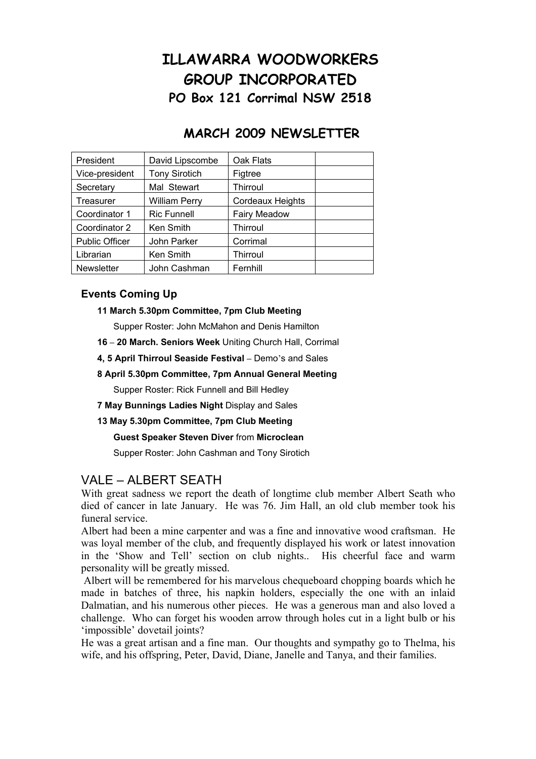# ILLAWARRA WOODWORKERS GROUP INCORPORATED

## PO Box 121 Corrimal NSW 2518

## MARCH 2009 NEWSLETTER

| President | David Lipscombe | Oak Flats | |
|---|---|---|---|
| Vice-president | Tony Sirotich | Figtree | |
| Secretary | Mal Stewart | Thirroul | |
| Treasurer | William Perry | Cordeaux Heights | |
| Coordinator 1 | Ric Funnell | Fairy Meadow | |
| Coordinator 2 | Ken Smith | Thirroul | |
| Public Officer | John Parker | Corrimal | |
| Librarian | Ken Smith | Thirroul | |
| Newsletter | John Cashman | Fernhill | |

### Events Coming Up

**11 March 5.30pm Committee, 7pm Club Meeting**

Supper Roster: John McMahon and Denis Hamilton

**16 – 20 March. Seniors Week** Uniting Church Hall, Corrimal

**4, 5 April Thirroul Seaside Festival** – Demo's and Sales

**8 April 5.30pm Committee, 7pm Annual General Meeting**

Supper Roster: Rick Funnell and Bill Hedley

**7 May Bunnings Ladies Night** Display and Sales

**13 May 5.30pm Committee, 7pm Club Meeting**

**Guest Speaker Steven Diver** from **Microclean**

Supper Roster: John Cashman and Tony Sirotich

## VALE – ALBERT SEATH

With great sadness we report the death of longtime club member Albert Seath who died of cancer in late January. He was 76. Jim Hall, an old club member took his funeral service.

Albert had been a mine carpenter and was a fine and innovative wood craftsman. He was loyal member of the club, and frequently displayed his work or latest innovation in the 'Show and Tell' section on club nights.. His cheerful face and warm personality will be greatly missed.

Albert will be remembered for his marvelous chequeboard chopping boards which he made in batches of three, his napkin holders, especially the one with an inlaid Dalmatian, and his numerous other pieces. He was a generous man and also loved a challenge. Who can forget his wooden arrow through holes cut in a light bulb or his 'impossible' dovetail joints?

He was a great artisan and a fine man. Our thoughts and sympathy go to Thelma, his wife, and his offspring, Peter, David, Diane, Janelle and Tanya, and their families.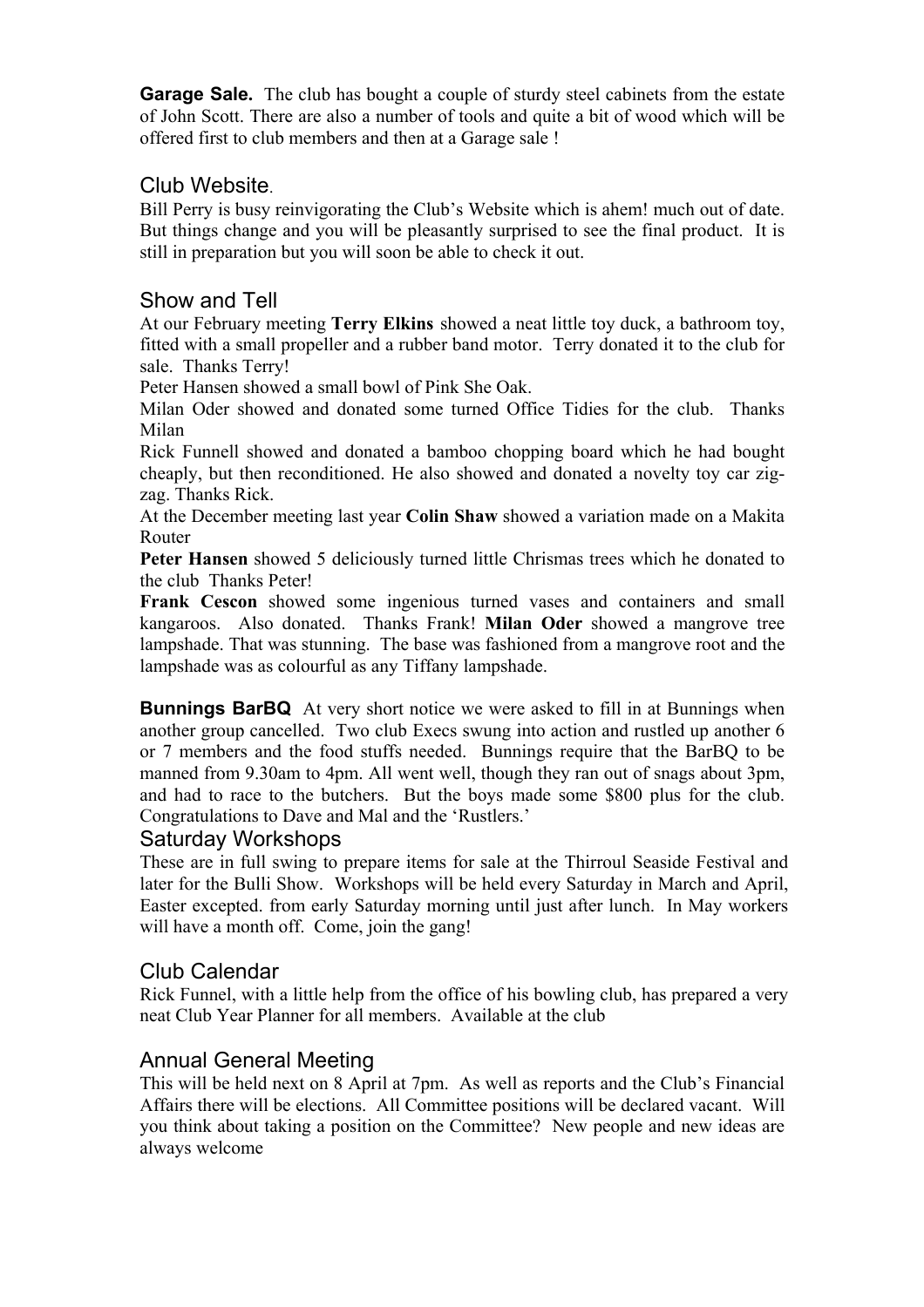**Garage Sale.** The club has bought a couple of sturdy steel cabinets from the estate of John Scott. There are also a number of tools and quite a bit of wood which will be offered first to club members and then at a Garage sale !

## Club Website.

Bill Perry is busy reinvigorating the Club's Website which is ahem! much out of date. But things change and you will be pleasantly surprised to see the final product. It is still in preparation but you will soon be able to check it out.

## Show and Tell

At our February meeting **Terry Elkins** showed a neat little toy duck, a bathroom toy, fitted with a small propeller and a rubber band motor. Terry donated it to the club for sale. Thanks Terry!

Peter Hansen showed a small bowl of Pink She Oak.

Milan Oder showed and donated some turned Office Tidies for the club. Thanks Milan

Rick Funnell showed and donated a bamboo chopping board which he had bought cheaply, but then reconditioned. He also showed and donated a novelty toy car zig-zag. Thanks Rick.

At the December meeting last year **Colin Shaw** showed a variation made on a Makita Router

**Peter Hansen** showed 5 deliciously turned little Chrismas trees which he donated to the club Thanks Peter!

**Frank Cescon** showed some ingenious turned vases and containers and small kangaroos. Also donated. Thanks Frank! **Milan Oder** showed a mangrove tree lampshade. That was stunning. The base was fashioned from a mangrove root and the lampshade was as colourful as any Tiffany lampshade.

**Bunnings BarBQ** At very short notice we were asked to fill in at Bunnings when another group cancelled. Two club Execs swung into action and rustled up another 6 or 7 members and the food stuffs needed. Bunnings require that the BarBQ to be manned from 9.30am to 4pm. All went well, though they ran out of snags about 3pm, and had to race to the butchers. But the boys made some $800 plus for the club. Congratulations to Dave and Mal and the 'Rustlers.'

## Saturday Workshops

These are in full swing to prepare items for sale at the Thirroul Seaside Festival and later for the Bulli Show. Workshops will be held every Saturday in March and April, Easter excepted. from early Saturday morning until just after lunch. In May workers will have a month off. Come, join the gang!

## Club Calendar

Rick Funnel, with a little help from the office of his bowling club, has prepared a very neat Club Year Planner for all members. Available at the club

## Annual General Meeting

This will be held next on 8 April at 7pm. As well as reports and the Club's Financial Affairs there will be elections. All Committee positions will be declared vacant. Will you think about taking a position on the Committee? New people and new ideas are always welcome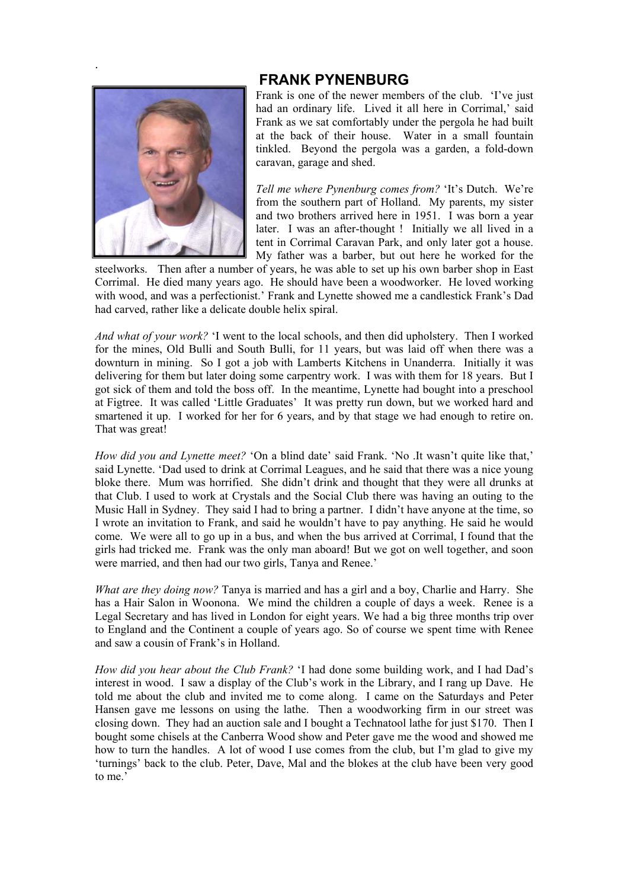## FRANK PYNENBURG

Frank is one of the newer members of the club. 'I've just had an ordinary life. Lived it all here in Corrimal,' said Frank as we sat comfortably under the pergola he had built at the back of their house. Water in a small fountain tinkled. Beyond the pergola was a garden, a fold-down caravan, garage and shed.

*Tell me where Pynenburg comes from?* 'It's Dutch. We're from the southern part of Holland. My parents, my sister and two brothers arrived here in 1951. I was born a year later. I was an after-thought ! Initially we all lived in a tent in Corrimal Caravan Park, and only later got a house. My father was a barber, but out here he worked for the steelworks. Then after a number of years, he was able to set up his own barber shop in East Corrimal. He died many years ago. He should have been a woodworker. He loved working with wood, and was a perfectionist.' Frank and Lynette showed me a candlestick Frank's Dad had carved, rather like a delicate double helix spiral.

*And what of your work?* 'I went to the local schools, and then did upholstery. Then I worked for the mines, Old Bulli and South Bulli, for 11 years, but was laid off when there was a downturn in mining. So I got a job with Lamberts Kitchens in Unanderra. Initially it was delivering for them but later doing some carpentry work. I was with them for 18 years. But I got sick of them and told the boss off. In the meantime, Lynette had bought into a preschool at Figtree. It was called 'Little Graduates' It was pretty run down, but we worked hard and smartened it up. I worked for her for 6 years, and by that stage we had enough to retire on. That was great!

*How did you and Lynette meet?* 'On a blind date' said Frank. 'No .It wasn't quite like that,' said Lynette. 'Dad used to drink at Corrimal Leagues, and he said that there was a nice young bloke there. Mum was horrified. She didn't drink and thought that they were all drunks at that Club. I used to work at Crystals and the Social Club there was having an outing to the Music Hall in Sydney. They said I had to bring a partner. I didn't have anyone at the time, so I wrote an invitation to Frank, and said he wouldn't have to pay anything. He said he would come. We were all to go up in a bus, and when the bus arrived at Corrimal, I found that the girls had tricked me. Frank was the only man aboard! But we got on well together, and soon were married, and then had our two girls, Tanya and Renee.'

*What are they doing now?* Tanya is married and has a girl and a boy, Charlie and Harry. She has a Hair Salon in Woonona. We mind the children a couple of days a week. Renee is a Legal Secretary and has lived in London for eight years. We had a big three months trip over to England and the Continent a couple of years ago. So of course we spent time with Renee and saw a cousin of Frank's in Holland.

*How did you hear about the Club Frank?* 'I had done some building work, and I had Dad's interest in wood. I saw a display of the Club's work in the Library, and I rang up Dave. He told me about the club and invited me to come along. I came on the Saturdays and Peter Hansen gave me lessons on using the lathe. Then a woodworking firm in our street was closing down. They had an auction sale and I bought a Technatool lathe for just $170. Then I bought some chisels at the Canberra Wood show and Peter gave me the wood and showed me how to turn the handles. A lot of wood I use comes from the club, but I'm glad to give my 'turnings' back to the club. Peter, Dave, Mal and the blokes at the club have been very good to me.'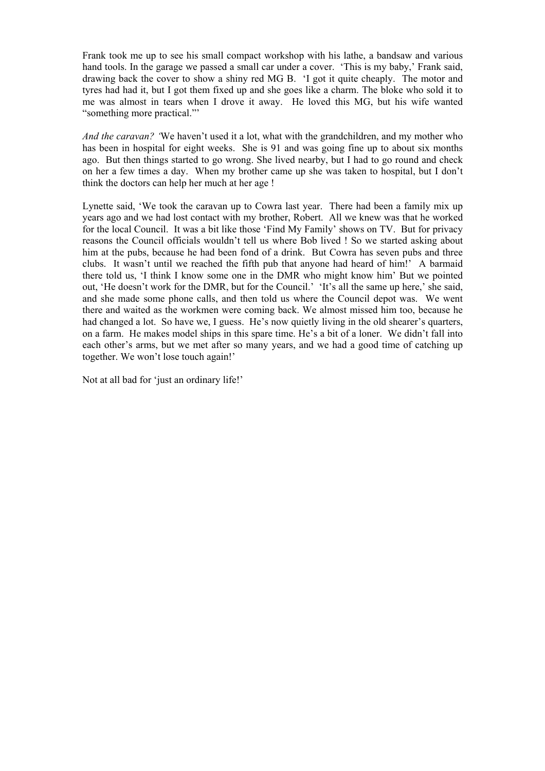Frank took me up to see his small compact workshop with his lathe, a bandsaw and various hand tools. In the garage we passed a small car under a cover. 'This is my baby,' Frank said, drawing back the cover to show a shiny red MG B. 'I got it quite cheaply. The motor and tyres had had it, but I got them fixed up and she goes like a charm. The bloke who sold it to me was almost in tears when I drove it away. He loved this MG, but his wife wanted "something more practical."'

*And the caravan? '*We haven't used it a lot, what with the grandchildren, and my mother who has been in hospital for eight weeks. She is 91 and was going fine up to about six months ago. But then things started to go wrong. She lived nearby, but I had to go round and check on her a few times a day. When my brother came up she was taken to hospital, but I don't think the doctors can help her much at her age !

Lynette said, 'We took the caravan up to Cowra last year. There had been a family mix up years ago and we had lost contact with my brother, Robert. All we knew was that he worked for the local Council. It was a bit like those 'Find My Family' shows on TV. But for privacy reasons the Council officials wouldn't tell us where Bob lived ! So we started asking about him at the pubs, because he had been fond of a drink. But Cowra has seven pubs and three clubs. It wasn't until we reached the fifth pub that anyone had heard of him!' A barmaid there told us, 'I think I know some one in the DMR who might know him' But we pointed out, 'He doesn't work for the DMR, but for the Council.' 'It's all the same up here,' she said, and she made some phone calls, and then told us where the Council depot was. We went there and waited as the workmen were coming back. We almost missed him too, because he had changed a lot. So have we, I guess. He's now quietly living in the old shearer's quarters, on a farm. He makes model ships in this spare time. He's a bit of a loner. We didn't fall into each other's arms, but we met after so many years, and we had a good time of catching up together. We won't lose touch again!'

Not at all bad for 'just an ordinary life!'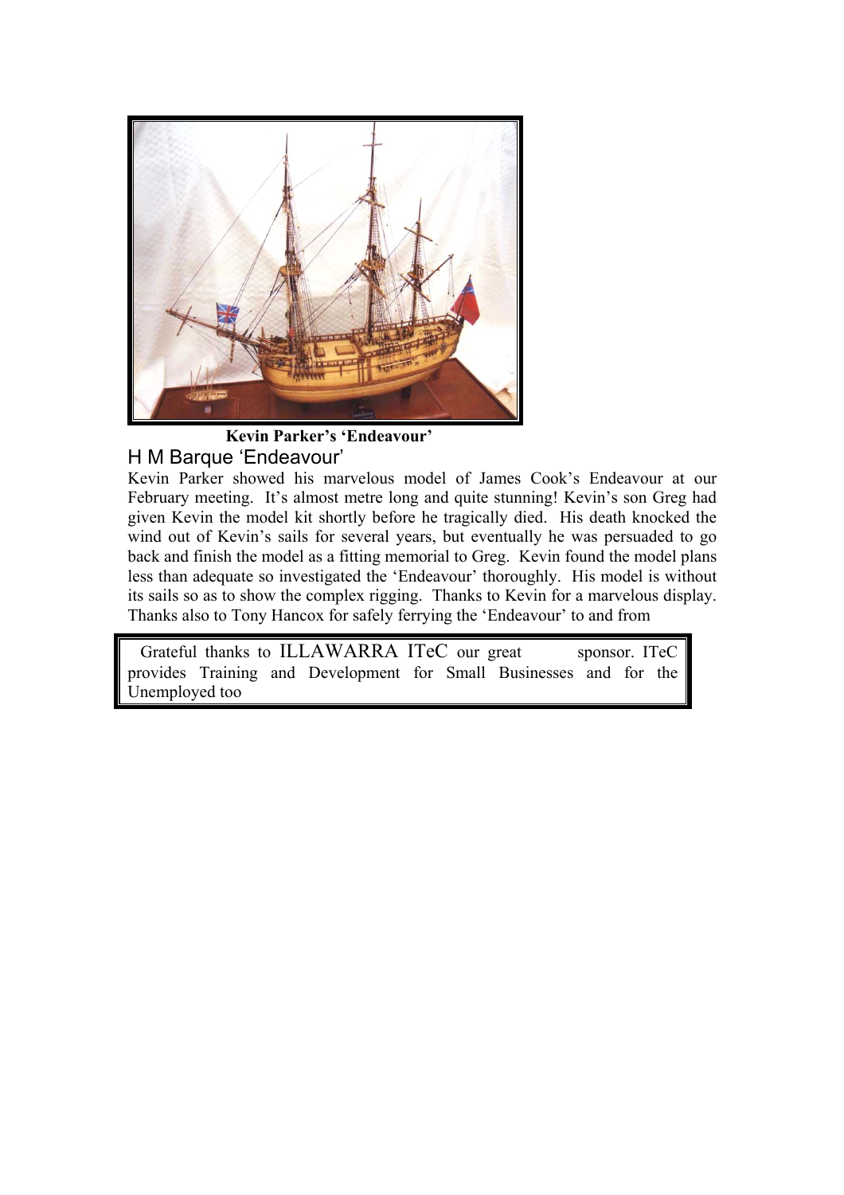**Kevin Parker's 'Endeavour'**

## H M Barque 'Endeavour'

Kevin Parker showed his marvelous model of James Cook's Endeavour at our February meeting. It's almost metre long and quite stunning! Kevin's son Greg had given Kevin the model kit shortly before he tragically died. His death knocked the wind out of Kevin's sails for several years, but eventually he was persuaded to go back and finish the model as a fitting memorial to Greg. Kevin found the model plans less than adequate so investigated the 'Endeavour' thoroughly. His model is without its sails so as to show the complex rigging. Thanks to Kevin for a marvelous display. Thanks also to Tony Hancox for safely ferrying the 'Endeavour' to and from

Grateful thanks to ILLAWARRA ITeC our great sponsor. ITeC provides Training and Development for Small Businesses and for the Unemployed too